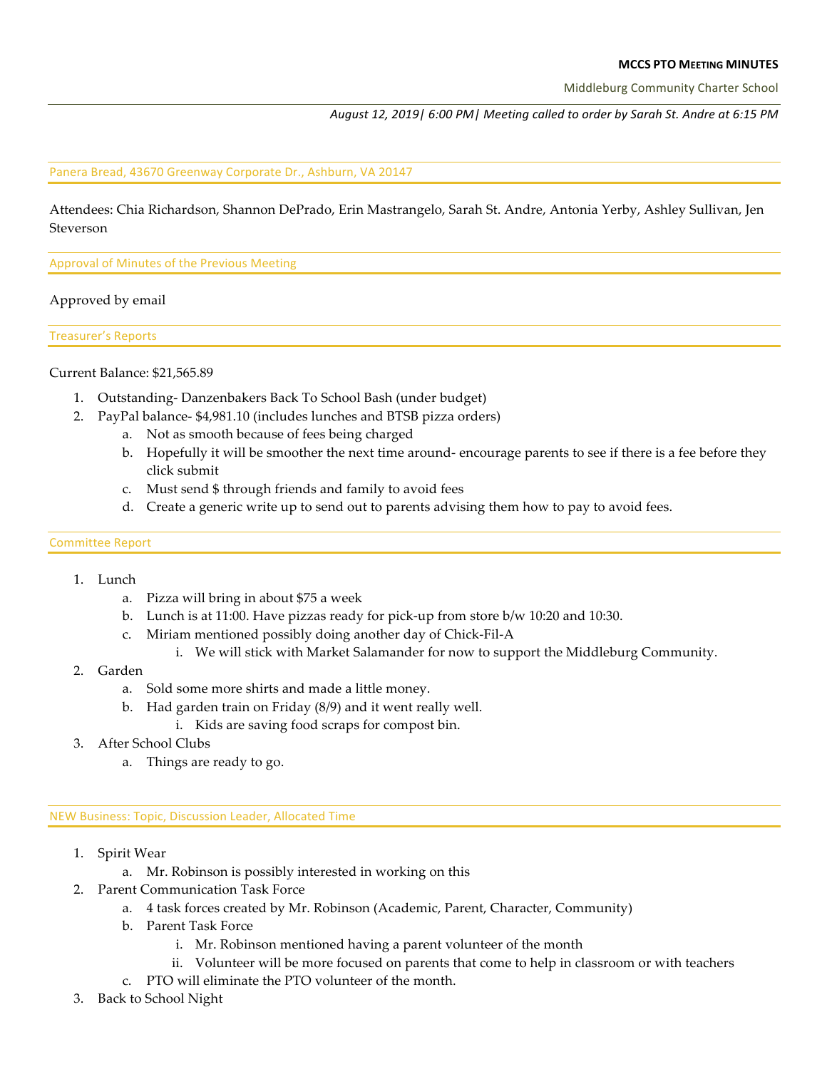**MCCS PTO MEETING MINUTES**

Middleburg Community Charter School

*August 12, 2019| 6:00 PM| Meeting called to order by Sarah St. Andre at 6:15 PM*

## Panera Bread, 43670 Greenway Corporate Dr., Ashburn, VA 20147

Attendees: Chia Richardson, Shannon DePrado, Erin Mastrangelo, Sarah St. Andre, Antonia Yerby, Ashley Sullivan, Jen Steverson

## Approval of Minutes of the Previous Meeting

Approved by email

## Treasurer's Reports

Current Balance: $21,565.89

1. Outstanding- Danzenbakers Back To School Bash (under budget)
2. PayPal balance- $4,981.10 (includes lunches and BTSB pizza orders)
   a. Not as smooth because of fees being charged
   b. Hopefully it will be smoother the next time around- encourage parents to see if there is a fee before they click submit
   c. Must send $ through friends and family to avoid fees
   d. Create a generic write up to send out to parents advising them how to pay to avoid fees.

## Committee Report

1. Lunch
   a. Pizza will bring in about $75 a week
   b. Lunch is at 11:00. Have pizzas ready for pick-up from store b/w 10:20 and 10:30.
   c. Miriam mentioned possibly doing another day of Chick-Fil-A
      i. We will stick with Market Salamander for now to support the Middleburg Community.
2. Garden
   a. Sold some more shirts and made a little money.
   b. Had garden train on Friday (8/9) and it went really well.
      i. Kids are saving food scraps for compost bin.
3. After School Clubs
   a. Things are ready to go.

## NEW Business: Topic, Discussion Leader, Allocated Time

1. Spirit Wear
   a. Mr. Robinson is possibly interested in working on this
2. Parent Communication Task Force
   a. 4 task forces created by Mr. Robinson (Academic, Parent, Character, Community)
   b. Parent Task Force
      i. Mr. Robinson mentioned having a parent volunteer of the month
      ii. Volunteer will be more focused on parents that come to help in classroom or with teachers
   c. PTO will eliminate the PTO volunteer of the month.
3. Back to School Night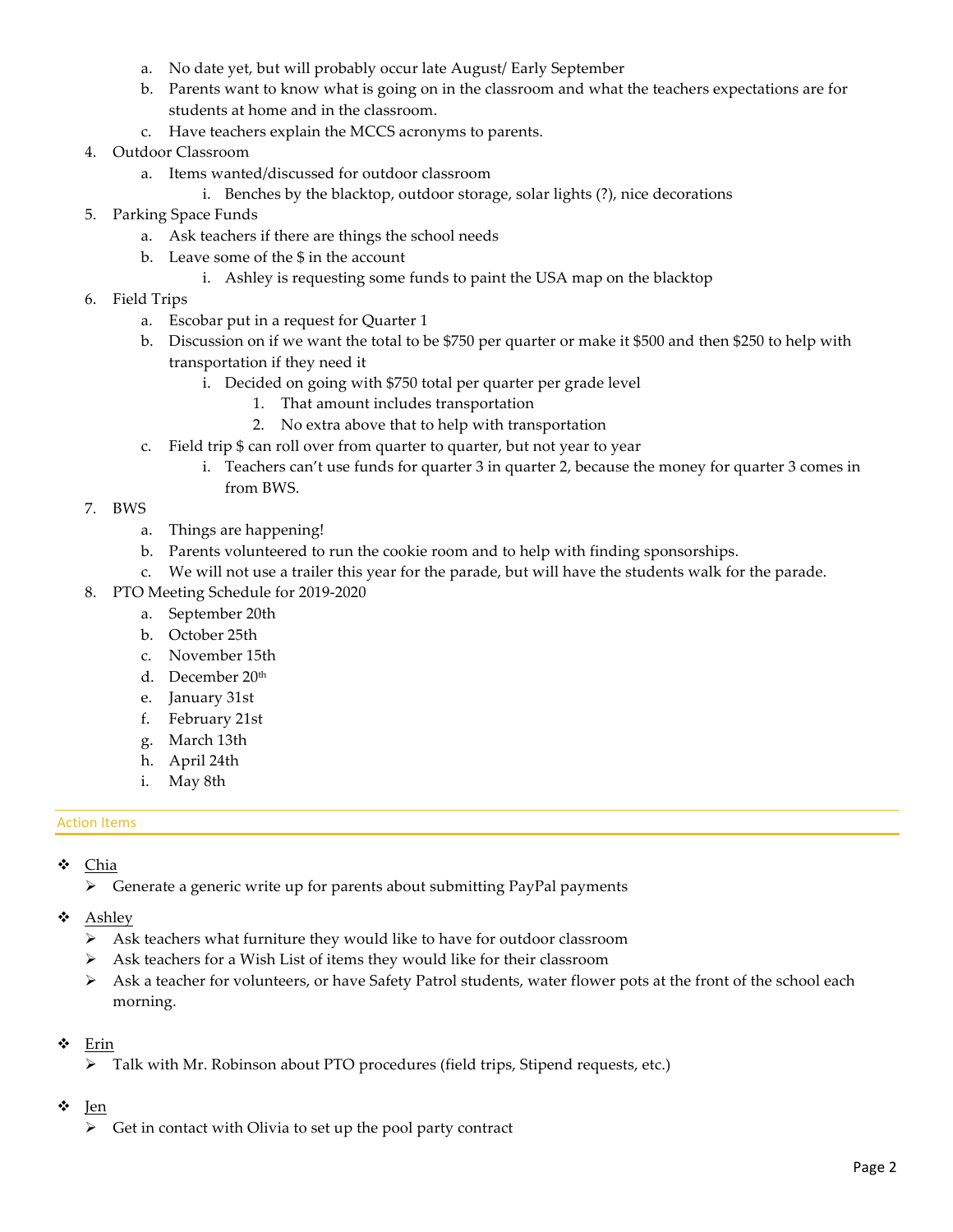a. No date yet, but will probably occur late August/ Early September
   b. Parents want to know what is going on in the classroom and what the teachers expectations are for students at home and in the classroom.
   c. Have teachers explain the MCCS acronyms to parents.
4. Outdoor Classroom
   a. Items wanted/discussed for outdoor classroom
      i. Benches by the blacktop, outdoor storage, solar lights (?), nice decorations
5. Parking Space Funds
   a. Ask teachers if there are things the school needs
   b. Leave some of the $ in the account
      i. Ashley is requesting some funds to paint the USA map on the blacktop
6. Field Trips
   a. Escobar put in a request for Quarter 1
   b. Discussion on if we want the total to be $750 per quarter or make it $500 and then $250 to help with transportation if they need it
      i. Decided on going with $750 total per quarter per grade level
         1. That amount includes transportation
         2. No extra above that to help with transportation
   c. Field trip $ can roll over from quarter to quarter, but not year to year
      i. Teachers can't use funds for quarter 3 in quarter 2, because the money for quarter 3 comes in from BWS.
7. BWS
   a. Things are happening!
   b. Parents volunteered to run the cookie room and to help with finding sponsorships.
   c. We will not use a trailer this year for the parade, but will have the students walk for the parade.
8. PTO Meeting Schedule for 2019-2020
   a. September 20th
   b. October 25th
   c. November 15th
   d. December 20th
   e. January 31st
   f. February 21st
   g. March 13th
   h. April 24th
   i. May 8th

## Action Items

- Chia
  - Generate a generic write up for parents about submitting PayPal payments
- Ashley
  - Ask teachers what furniture they would like to have for outdoor classroom
  - Ask teachers for a Wish List of items they would like for their classroom
  - Ask a teacher for volunteers, or have Safety Patrol students, water flower pots at the front of the school each morning.
- Erin
  - Talk with Mr. Robinson about PTO procedures (field trips, Stipend requests, etc.)
- Jen
  - Get in contact with Olivia to set up the pool party contract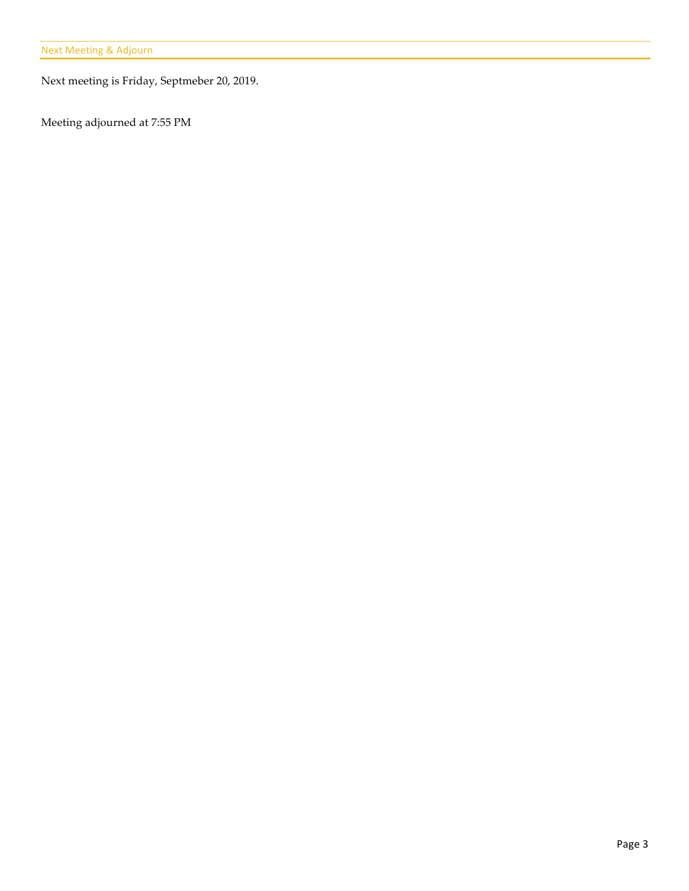## Next Meeting & Adjourn

Next meeting is Friday, Septmeber 20, 2019.

Meeting adjourned at 7:55 PM